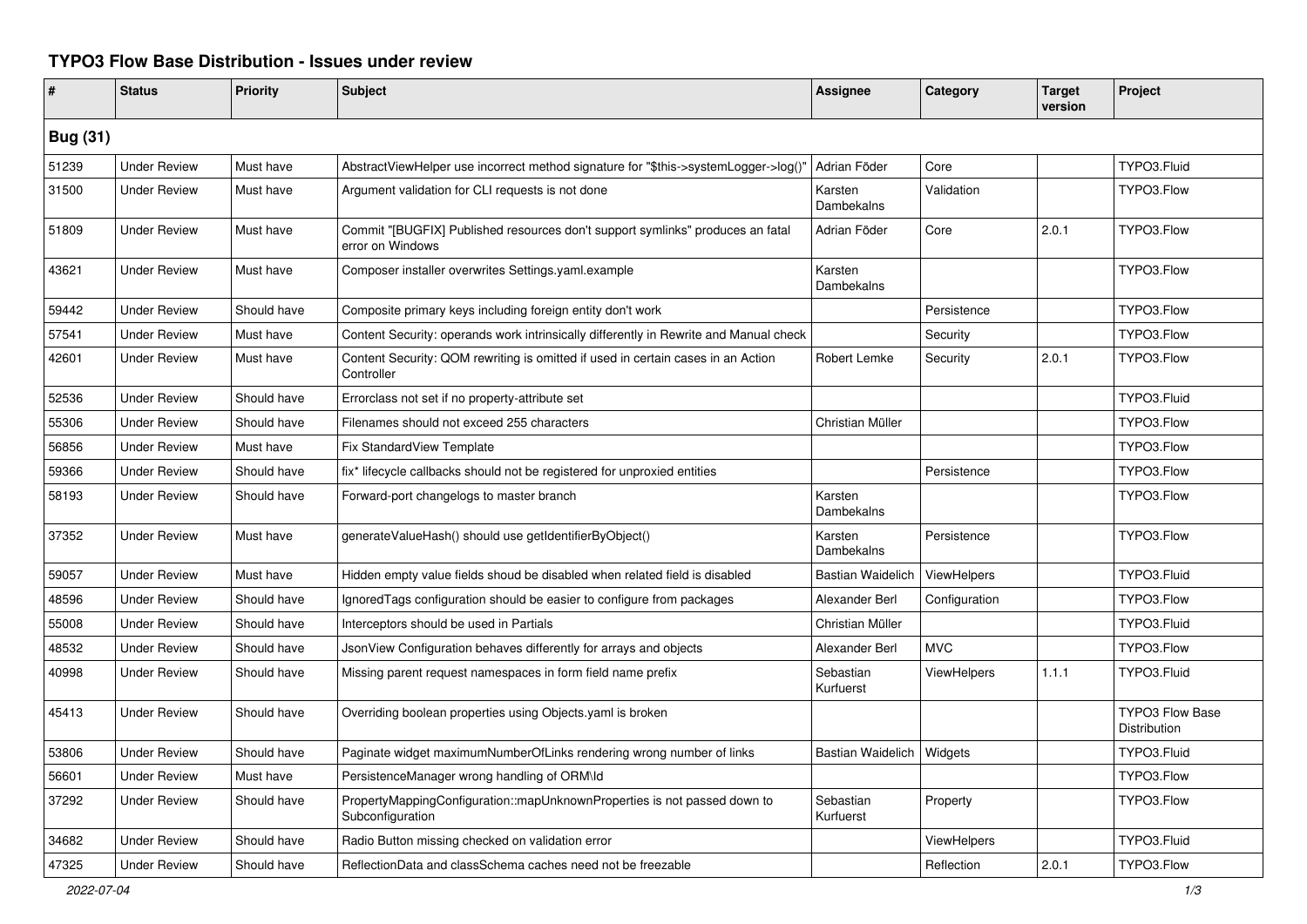# TYPO3 Flow Base Distribution - Issues under review

| # | Status | Priority | Subject | Assignee | Category | Target version | Project |
|---|---|---|---|---|---|---|---|
| **Bug (31)** | | | | | | | |
| 51239 | Under Review | Must have | AbstractViewHelper use incorrect method signature for "$this->systemLogger->log()" | Adrian Föder | Core | | TYPO3.Fluid |
| 31500 | Under Review | Must have | Argument validation for CLI requests is not done | Karsten Dambekalns | Validation | | TYPO3.Flow |
| 51809 | Under Review | Must have | Commit "[BUGFIX] Published resources don't support symlinks" produces an fatal error on Windows | Adrian Föder | Core | 2.0.1 | TYPO3.Flow |
| 43621 | Under Review | Must have | Composer installer overwrites Settings.yaml.example | Karsten Dambekalns | | | TYPO3.Flow |
| 59442 | Under Review | Should have | Composite primary keys including foreign entity don't work | | Persistence | | TYPO3.Flow |
| 57541 | Under Review | Must have | Content Security: operands work intrinsically differently in Rewrite and Manual check | | Security | | TYPO3.Flow |
| 42601 | Under Review | Must have | Content Security: QOM rewriting is omitted if used in certain cases in an Action Controller | Robert Lemke | Security | 2.0.1 | TYPO3.Flow |
| 52536 | Under Review | Should have | Errorclass not set if no property-attribute set | | | | TYPO3.Fluid |
| 55306 | Under Review | Should have | Filenames should not exceed 255 characters | Christian Müller | | | TYPO3.Flow |
| 56856 | Under Review | Must have | Fix StandardView Template | | | | TYPO3.Flow |
| 59366 | Under Review | Should have | fix* lifecycle callbacks should not be registered for unproxied entities | | Persistence | | TYPO3.Flow |
| 58193 | Under Review | Should have | Forward-port changelogs to master branch | Karsten Dambekalns | | | TYPO3.Flow |
| 37352 | Under Review | Must have | generateValueHash() should use getIdentifierByObject() | Karsten Dambekalns | Persistence | | TYPO3.Flow |
| 59057 | Under Review | Must have | Hidden empty value fields shoud be disabled when related field is disabled | Bastian Waidelich | ViewHelpers | | TYPO3.Fluid |
| 48596 | Under Review | Should have | IgnoredTags configuration should be easier to configure from packages | Alexander Berl | Configuration | | TYPO3.Flow |
| 55008 | Under Review | Should have | Interceptors should be used in Partials | Christian Müller | | | TYPO3.Fluid |
| 48532 | Under Review | Should have | JsonView Configuration behaves differently for arrays and objects | Alexander Berl | MVC | | TYPO3.Flow |
| 40998 | Under Review | Should have | Missing parent request namespaces in form field name prefix | Sebastian Kurfuerst | ViewHelpers | 1.1.1 | TYPO3.Fluid |
| 45413 | Under Review | Should have | Overriding boolean properties using Objects.yaml is broken | | | | TYPO3 Flow Base Distribution |
| 53806 | Under Review | Should have | Paginate widget maximumNumberOfLinks rendering wrong number of links | Bastian Waidelich | Widgets | | TYPO3.Fluid |
| 56601 | Under Review | Must have | PersistenceManager wrong handling of ORM\Id | | | | TYPO3.Flow |
| 37292 | Under Review | Should have | PropertyMappingConfiguration::mapUnknownProperties is not passed down to Subconfiguration | Sebastian Kurfuerst | Property | | TYPO3.Flow |
| 34682 | Under Review | Should have | Radio Button missing checked on validation error | | ViewHelpers | | TYPO3.Fluid |
| 47325 | Under Review | Should have | ReflectionData and classSchema caches need not be freezable | | Reflection | 2.0.1 | TYPO3.Flow |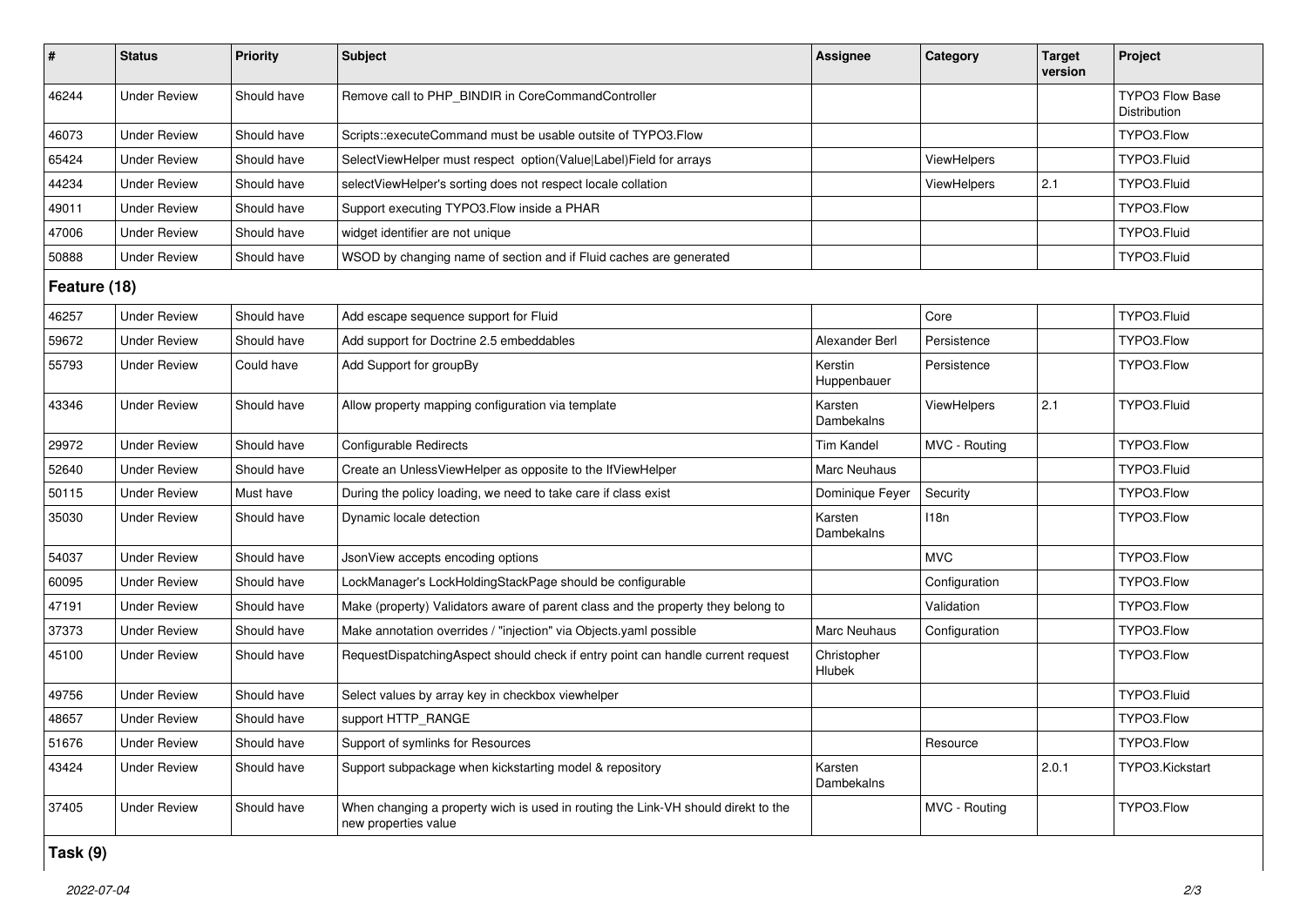| # | Status | Priority | Subject | Assignee | Category | Target version | Project |
|---|---|---|---|---|---|---|---|
| 46244 | Under Review | Should have | Remove call to PHP_BINDIR in CoreCommandController | | | | TYPO3 Flow Base Distribution |
| 46073 | Under Review | Should have | Scripts::executeCommand must be usable outsite of TYPO3.Flow | | | | TYPO3.Flow |
| 65424 | Under Review | Should have | SelectViewHelper must respect option(Value\|Label)Field for arrays | | ViewHelpers | | TYPO3.Fluid |
| 44234 | Under Review | Should have | selectViewHelper's sorting does not respect locale collation | | ViewHelpers | 2.1 | TYPO3.Fluid |
| 49011 | Under Review | Should have | Support executing TYPO3.Flow inside a PHAR | | | | TYPO3.Flow |
| 47006 | Under Review | Should have | widget identifier are not unique | | | | TYPO3.Fluid |
| 50888 | Under Review | Should have | WSOD by changing name of section and if Fluid caches are generated | | | | TYPO3.Fluid |

**Feature (18)**

| # | Status | Priority | Subject | Assignee | Category | Target version | Project |
|---|---|---|---|---|---|---|---|
| 46257 | Under Review | Should have | Add escape sequence support for Fluid | | Core | | TYPO3.Fluid |
| 59672 | Under Review | Should have | Add support for Doctrine 2.5 embeddables | Alexander Berl | Persistence | | TYPO3.Flow |
| 55793 | Under Review | Could have | Add Support for groupBy | Kerstin Huppenbauer | Persistence | | TYPO3.Flow |
| 43346 | Under Review | Should have | Allow property mapping configuration via template | Karsten Dambekalns | ViewHelpers | 2.1 | TYPO3.Fluid |
| 29972 | Under Review | Should have | Configurable Redirects | Tim Kandel | MVC - Routing | | TYPO3.Flow |
| 52640 | Under Review | Should have | Create an UnlessViewHelper as opposite to the IfViewHelper | Marc Neuhaus | | | TYPO3.Fluid |
| 50115 | Under Review | Must have | During the policy loading, we need to take care if class exist | Dominique Feyer | Security | | TYPO3.Flow |
| 35030 | Under Review | Should have | Dynamic locale detection | Karsten Dambekalns | I18n | | TYPO3.Flow |
| 54037 | Under Review | Should have | JsonView accepts encoding options | | MVC | | TYPO3.Flow |
| 60095 | Under Review | Should have | LockManager's LockHoldingStackPage should be configurable | | Configuration | | TYPO3.Flow |
| 47191 | Under Review | Should have | Make (property) Validators aware of parent class and the property they belong to | | Validation | | TYPO3.Flow |
| 37373 | Under Review | Should have | Make annotation overrides / "injection" via Objects.yaml possible | Marc Neuhaus | Configuration | | TYPO3.Flow |
| 45100 | Under Review | Should have | RequestDispatchingAspect should check if entry point can handle current request | Christopher Hlubek | | | TYPO3.Flow |
| 49756 | Under Review | Should have | Select values by array key in checkbox viewhelper | | | | TYPO3.Fluid |
| 48657 | Under Review | Should have | support HTTP_RANGE | | | | TYPO3.Flow |
| 51676 | Under Review | Should have | Support of symlinks for Resources | | Resource | | TYPO3.Flow |
| 43424 | Under Review | Should have | Support subpackage when kickstarting model & repository | Karsten Dambekalns | | 2.0.1 | TYPO3.Kickstart |
| 37405 | Under Review | Should have | When changing a property wich is used in routing the Link-VH should direkt to the new properties value | | MVC - Routing | | TYPO3.Flow |

**Task (9)**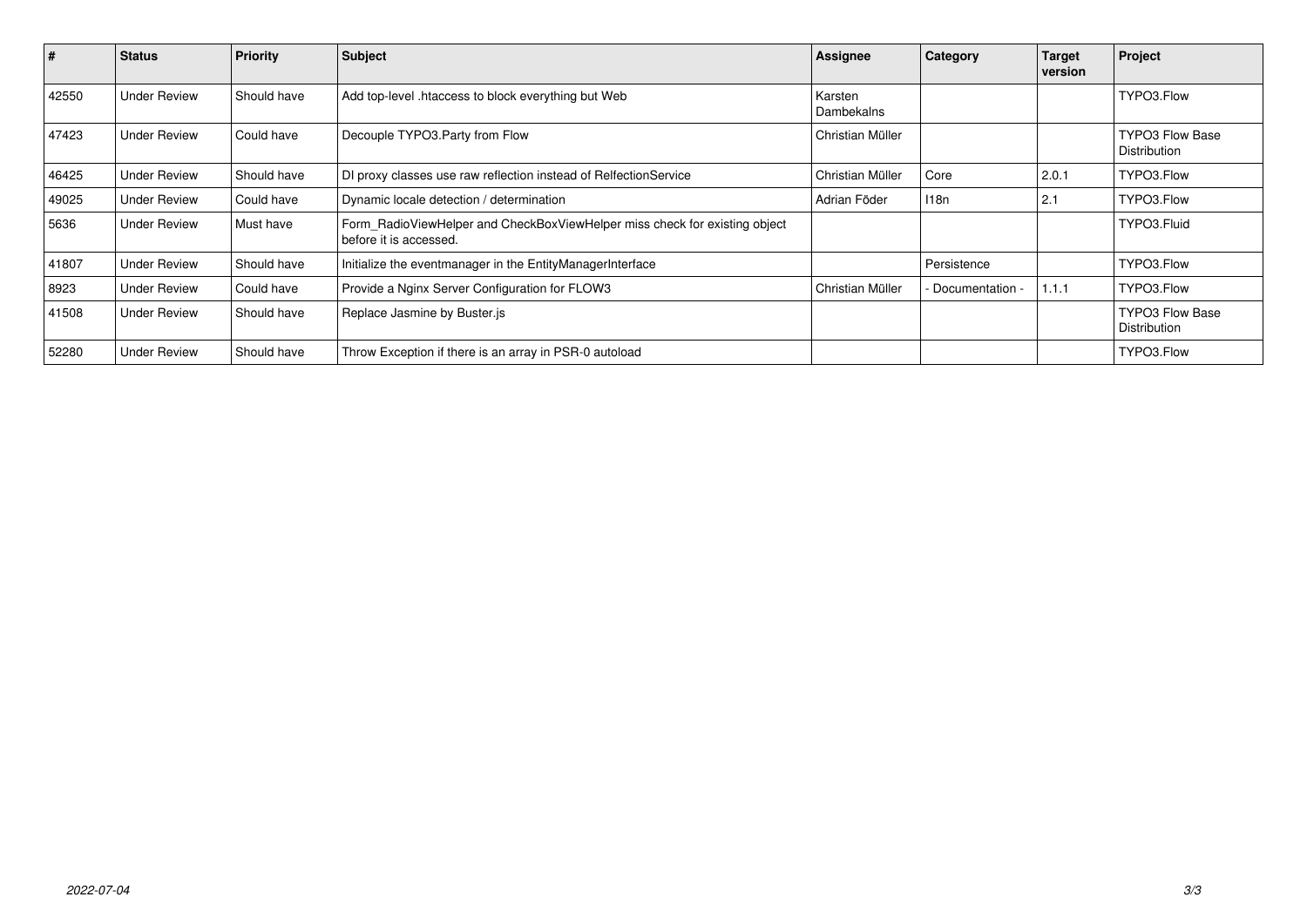| # | Status | Priority | Subject | Assignee | Category | Target version | Project |
|---|---|---|---|---|---|---|---|
| 42550 | Under Review | Should have | Add top-level .htaccess to block everything but Web | Karsten Dambekalns | | | TYPO3.Flow |
| 47423 | Under Review | Could have | Decouple TYPO3.Party from Flow | Christian Müller | | | TYPO3 Flow Base Distribution |
| 46425 | Under Review | Should have | DI proxy classes use raw reflection instead of RelfectionService | Christian Müller | Core | 2.0.1 | TYPO3.Flow |
| 49025 | Under Review | Could have | Dynamic locale detection / determination | Adrian Föder | I18n | 2.1 | TYPO3.Flow |
| 5636 | Under Review | Must have | Form_RadioViewHelper and CheckBoxViewHelper miss check for existing object before it is accessed. | | | | TYPO3.Fluid |
| 41807 | Under Review | Should have | Initialize the eventmanager in the EntityManagerInterface | | Persistence | | TYPO3.Flow |
| 8923 | Under Review | Could have | Provide a Nginx Server Configuration for FLOW3 | Christian Müller | - Documentation - | 1.1.1 | TYPO3.Flow |
| 41508 | Under Review | Should have | Replace Jasmine by Buster.js | | | | TYPO3 Flow Base Distribution |
| 52280 | Under Review | Should have | Throw Exception if there is an array in PSR-0 autoload | | | | TYPO3.Flow |

2022-07-04